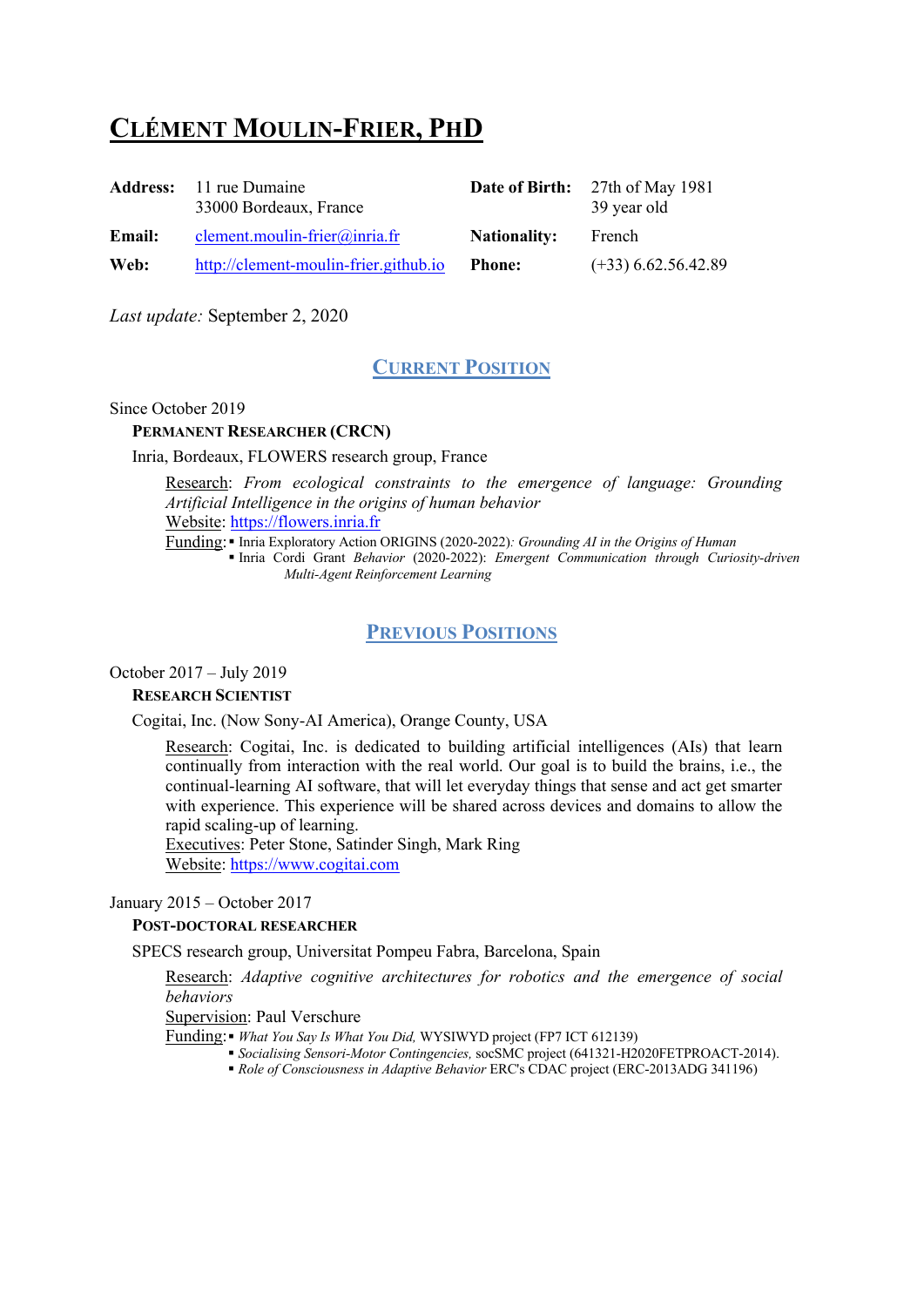# CLÉMENT MOULIN-FRIER, PHD

| | | | |
|---|---|---|---|
| **Address:** | 11 rue Dumaine<br>33000 Bordeaux, France | **Date of Birth:** | 27th of May 1981<br>39 year old |
| **Email:** | clement.moulin-frier@inria.fr | **Nationality:** | French |
| **Web:** | http://clement-moulin-frier.github.io | **Phone:** | (+33) 6.62.56.42.89 |

*Last update:* September 2, 2020

## CURRENT POSITION

Since October 2019

**PERMANENT RESEARCHER (CRCN)**

Inria, Bordeaux, FLOWERS research group, France

Research: *From ecological constraints to the emergence of language: Grounding Artificial Intelligence in the origins of human behavior*
Website: https://flowers.inria.fr
Funding:
- Inria Exploratory Action ORIGINS (2020-2022)*: Grounding AI in the Origins of Human*
- Inria Cordi Grant *Behavior* (2020-2022): *Emergent Communication through Curiosity-driven Multi-Agent Reinforcement Learning*

## PREVIOUS POSITIONS

October 2017 – July 2019

**RESEARCH SCIENTIST**

Cogitai, Inc. (Now Sony-AI America), Orange County, USA

Research: Cogitai, Inc. is dedicated to building artificial intelligences (AIs) that learn continually from interaction with the real world. Our goal is to build the brains, i.e., the continual-learning AI software, that will let everyday things that sense and act get smarter with experience. This experience will be shared across devices and domains to allow the rapid scaling-up of learning.
Executives: Peter Stone, Satinder Singh, Mark Ring
Website: https://www.cogitai.com

January 2015 – October 2017

**POST-DOCTORAL RESEARCHER**

SPECS research group, Universitat Pompeu Fabra, Barcelona, Spain

Research: *Adaptive cognitive architectures for robotics and the emergence of social behaviors*
Supervision: Paul Verschure
Funding:
- *What You Say Is What You Did,* WYSIWYD project (FP7 ICT 612139)
- *Socialising Sensori-Motor Contingencies,* socSMC project (641321-H2020FETPROACT-2014).
- *Role of Consciousness in Adaptive Behavior* ERC's CDAC project (ERC-2013ADG 341196)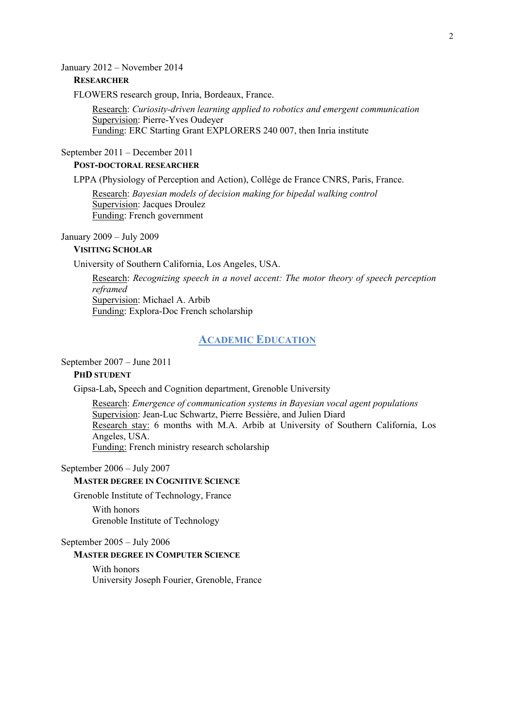January 2012 – November 2014

**RESEARCHER**

FLOWERS research group, Inria, Bordeaux, France.

Research: *Curiosity-driven learning applied to robotics and emergent communication*
Supervision: Pierre-Yves Oudeyer
Funding: ERC Starting Grant EXPLORERS 240 007, then Inria institute

September 2011 – December 2011

**POST-DOCTORAL RESEARCHER**

LPPA (Physiology of Perception and Action), Collège de France CNRS, Paris, France.

Research: *Bayesian models of decision making for bipedal walking control*
Supervision: Jacques Droulez
Funding: French government

January 2009 – July 2009

**VISITING SCHOLAR**

University of Southern California, Los Angeles, USA.

Research: *Recognizing speech in a novel accent: The motor theory of speech perception reframed*
Supervision: Michael A. Arbib
Funding: Explora-Doc French scholarship

## ACADEMIC EDUCATION

September 2007 – June 2011

**PHD STUDENT**

Gipsa-Lab**,** Speech and Cognition department, Grenoble University

Research: *Emergence of communication systems in Bayesian vocal agent populations*
Supervision: Jean-Luc Schwartz, Pierre Bessière, and Julien Diard
Research stay: 6 months with M.A. Arbib at University of Southern California, Los Angeles, USA.
Funding: French ministry research scholarship

September 2006 – July 2007

**MASTER DEGREE IN COGNITIVE SCIENCE**

Grenoble Institute of Technology, France

With honors
Grenoble Institute of Technology

September 2005 – July 2006

**MASTER DEGREE IN COMPUTER SCIENCE**

With honors
University Joseph Fourier, Grenoble, France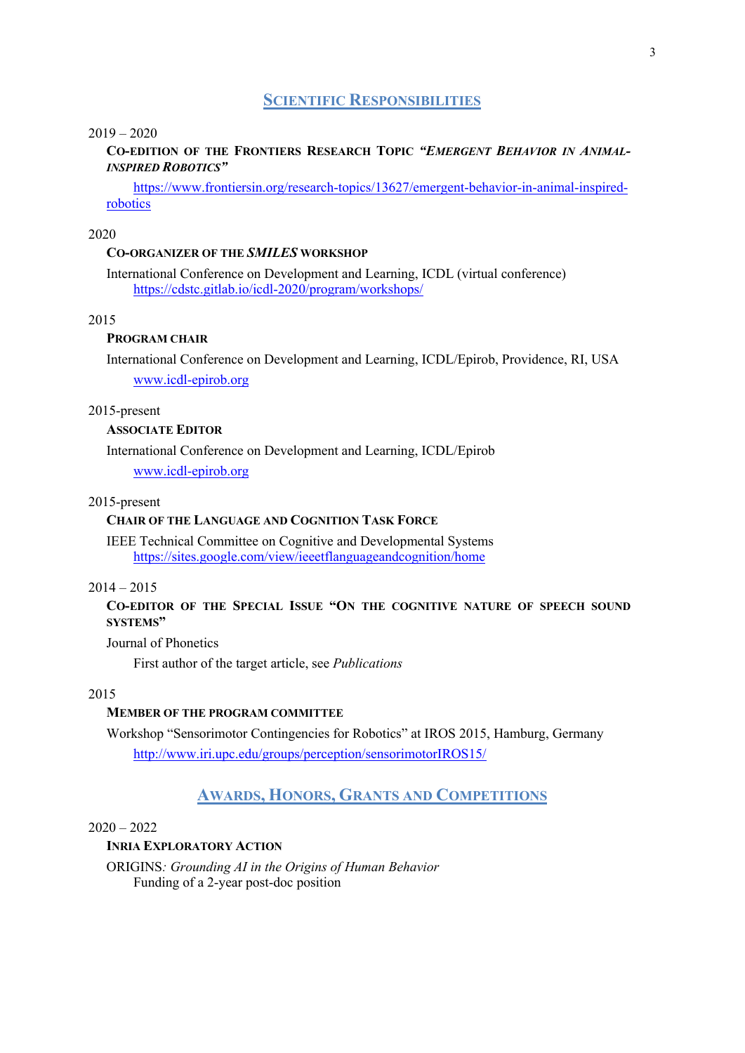## Scientific Responsibilities

2019 – 2020

**Co-edition of the Frontiers Research Topic *“Emergent Behavior in Animal-Inspired Robotics”***

[https://www.frontiersin.org/research-topics/13627/emergent-behavior-in-animal-inspired-robotics](https://www.frontiersin.org/research-topics/13627/emergent-behavior-in-animal-inspired-robotics)

2020

**Co-organizer of the *SMILES* workshop**

International Conference on Development and Learning, ICDL (virtual conference)
[https://cdstc.gitlab.io/icdl-2020/program/workshops/](https://cdstc.gitlab.io/icdl-2020/program/workshops/)

2015

**Program Chair**

International Conference on Development and Learning, ICDL/Epirob, Providence, RI, USA

[www.icdl-epirob.org](www.icdl-epirob.org)

2015-present

**Associate Editor**

International Conference on Development and Learning, ICDL/Epirob

[www.icdl-epirob.org](www.icdl-epirob.org)

2015-present

**Chair of the Language and Cognition Task Force**

IEEE Technical Committee on Cognitive and Developmental Systems
[https://sites.google.com/view/ieeetflanguageandcognition/home](https://sites.google.com/view/ieeetflanguageandcognition/home)

2014 – 2015

**Co-editor of the Special Issue “On the cognitive nature of speech sound systems”**

Journal of Phonetics

First author of the target article, see *Publications*

2015

**Member of the program committee**

Workshop “Sensorimotor Contingencies for Robotics” at IROS 2015, Hamburg, Germany

[http://www.iri.upc.edu/groups/perception/sensorimotorIROS15/](http://www.iri.upc.edu/groups/perception/sensorimotorIROS15/)

## Awards, Honors, Grants and Competitions

2020 – 2022

**Inria Exploratory Action**

ORIGINS*: Grounding AI in the Origins of Human Behavior*
Funding of a 2-year post-doc position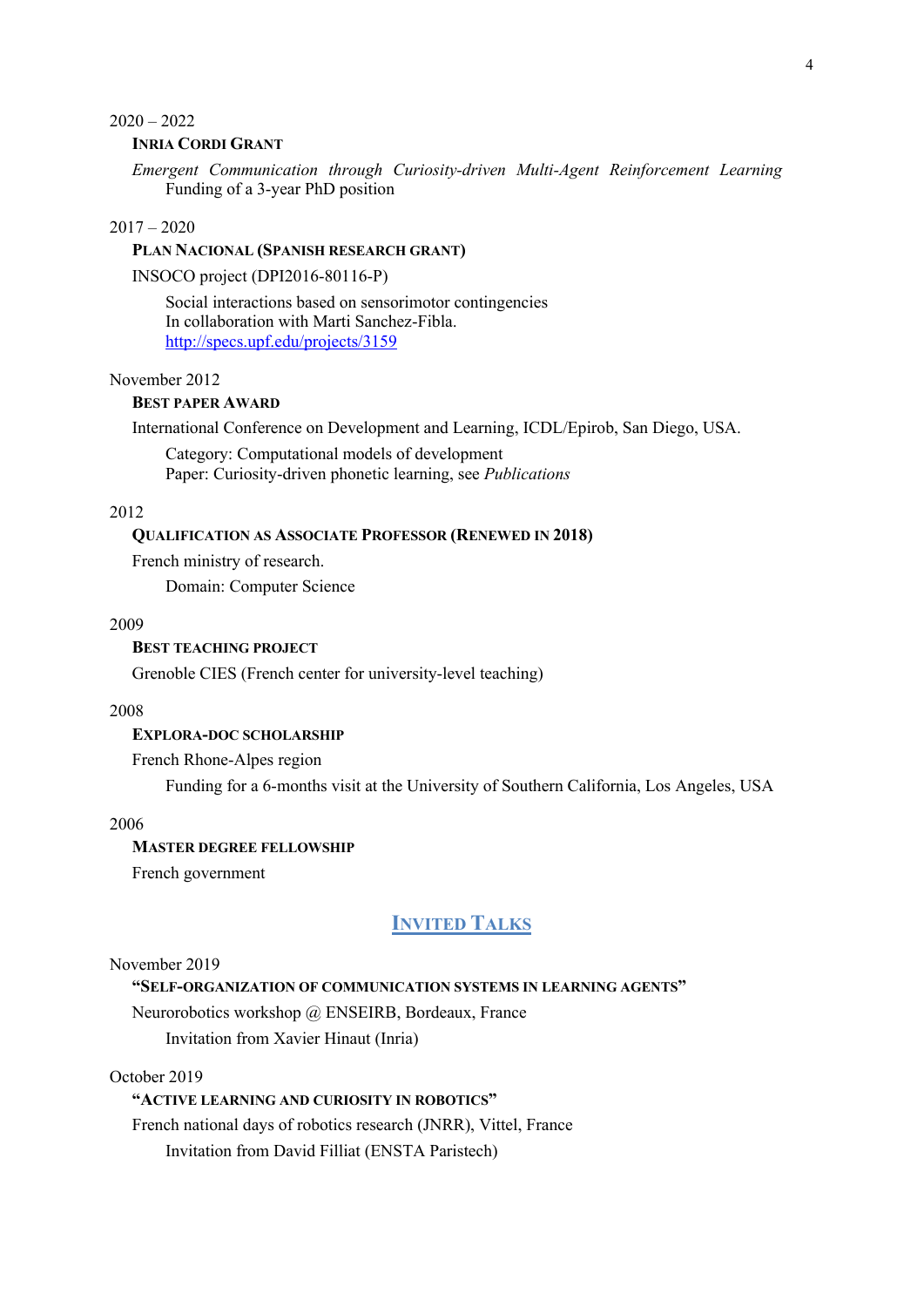2020 – 2022

**INRIA CORDI GRANT**

*Emergent Communication through Curiosity-driven Multi-Agent Reinforcement Learning*
Funding of a 3-year PhD position

2017 – 2020

**PLAN NACIONAL (SPANISH RESEARCH GRANT)**

INSOCO project (DPI2016-80116-P)

Social interactions based on sensorimotor contingencies
In collaboration with Marti Sanchez-Fibla.
http://specs.upf.edu/projects/3159

November 2012

**BEST PAPER AWARD**

International Conference on Development and Learning, ICDL/Epirob, San Diego, USA.

Category: Computational models of development
Paper: Curiosity-driven phonetic learning, see *Publications*

2012

**QUALIFICATION AS ASSOCIATE PROFESSOR (RENEWED IN 2018)**

French ministry of research.

Domain: Computer Science

2009

**BEST TEACHING PROJECT**

Grenoble CIES (French center for university-level teaching)

2008

**EXPLORA-DOC SCHOLARSHIP**

French Rhone-Alpes region

Funding for a 6-months visit at the University of Southern California, Los Angeles, USA

2006

**MASTER DEGREE FELLOWSHIP**

French government

## INVITED TALKS

November 2019

**"SELF-ORGANIZATION OF COMMUNICATION SYSTEMS IN LEARNING AGENTS"**

Neurorobotics workshop @ ENSEIRB, Bordeaux, France

Invitation from Xavier Hinaut (Inria)

October 2019

**"ACTIVE LEARNING AND CURIOSITY IN ROBOTICS"**

French national days of robotics research (JNRR), Vittel, France

Invitation from David Filliat (ENSTA Paristech)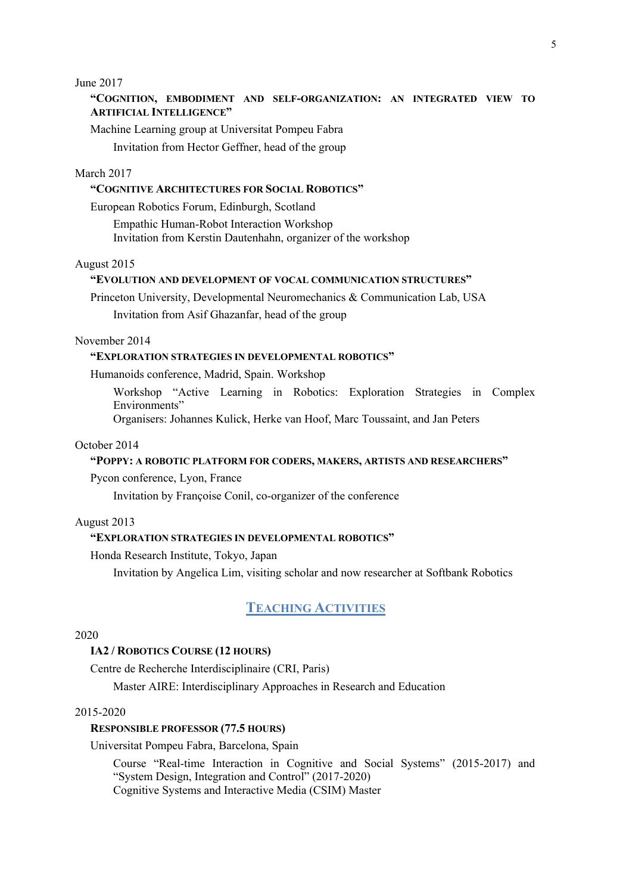June 2017

**"COGNITION, EMBODIMENT AND SELF-ORGANIZATION: AN INTEGRATED VIEW TO ARTIFICIAL INTELLIGENCE"**

Machine Learning group at Universitat Pompeu Fabra

Invitation from Hector Geffner, head of the group

March 2017

**"COGNITIVE ARCHITECTURES FOR SOCIAL ROBOTICS"**

European Robotics Forum, Edinburgh, Scotland

Empathic Human-Robot Interaction Workshop
Invitation from Kerstin Dautenhahn, organizer of the workshop

August 2015

**"EVOLUTION AND DEVELOPMENT OF VOCAL COMMUNICATION STRUCTURES"**

Princeton University, Developmental Neuromechanics & Communication Lab, USA

Invitation from Asif Ghazanfar, head of the group

November 2014

**"EXPLORATION STRATEGIES IN DEVELOPMENTAL ROBOTICS"**

Humanoids conference, Madrid, Spain. Workshop

Workshop "Active Learning in Robotics: Exploration Strategies in Complex Environments"
Organisers: Johannes Kulick, Herke van Hoof, Marc Toussaint, and Jan Peters

October 2014

**"POPPY: A ROBOTIC PLATFORM FOR CODERS, MAKERS, ARTISTS AND RESEARCHERS"**

Pycon conference, Lyon, France

Invitation by Françoise Conil, co-organizer of the conference

August 2013

**"EXPLORATION STRATEGIES IN DEVELOPMENTAL ROBOTICS"**

Honda Research Institute, Tokyo, Japan

Invitation by Angelica Lim, visiting scholar and now researcher at Softbank Robotics

## TEACHING ACTIVITIES

2020

**IA2 / ROBOTICS COURSE (12 HOURS)**

Centre de Recherche Interdisciplinaire (CRI, Paris)

Master AIRE: Interdisciplinary Approaches in Research and Education

2015-2020

**RESPONSIBLE PROFESSOR (77.5 HOURS)**

Universitat Pompeu Fabra, Barcelona, Spain

Course "Real-time Interaction in Cognitive and Social Systems" (2015-2017) and "System Design, Integration and Control" (2017-2020)
Cognitive Systems and Interactive Media (CSIM) Master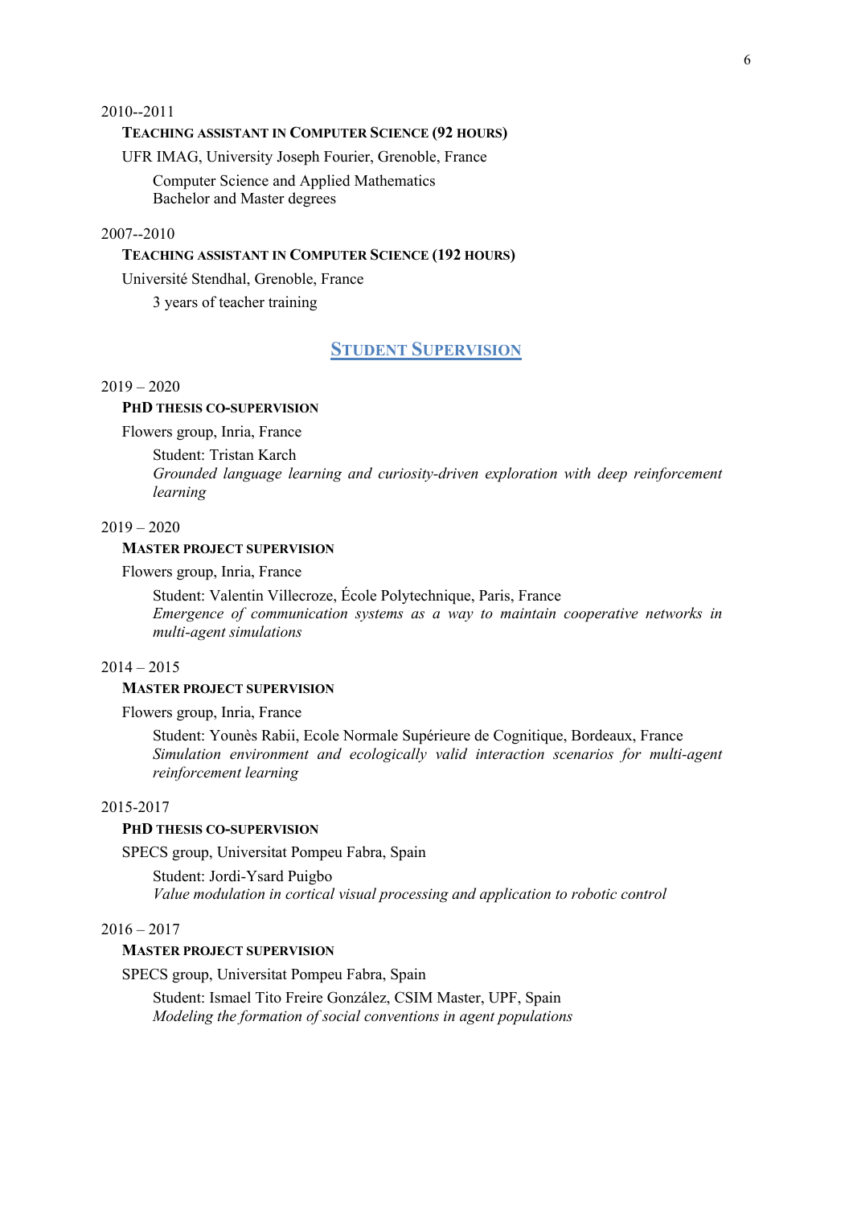2010--2011

**TEACHING ASSISTANT IN COMPUTER SCIENCE (92 HOURS)**

UFR IMAG, University Joseph Fourier, Grenoble, France

Computer Science and Applied Mathematics
Bachelor and Master degrees

2007--2010

**TEACHING ASSISTANT IN COMPUTER SCIENCE (192 HOURS)**

Université Stendhal, Grenoble, France

3 years of teacher training

## STUDENT SUPERVISION

2019 – 2020

**PHD THESIS CO-SUPERVISION**

Flowers group, Inria, France

Student: Tristan Karch
*Grounded language learning and curiosity-driven exploration with deep reinforcement learning*

2019 – 2020

**MASTER PROJECT SUPERVISION**

Flowers group, Inria, France

Student: Valentin Villecroze, École Polytechnique, Paris, France
*Emergence of communication systems as a way to maintain cooperative networks in multi-agent simulations*

2014 – 2015

**MASTER PROJECT SUPERVISION**

Flowers group, Inria, France

Student: Younès Rabii, Ecole Normale Supérieure de Cognitique, Bordeaux, France
*Simulation environment and ecologically valid interaction scenarios for multi-agent reinforcement learning*

2015-2017

**PHD THESIS CO-SUPERVISION**

SPECS group, Universitat Pompeu Fabra, Spain

Student: Jordi-Ysard Puigbo
*Value modulation in cortical visual processing and application to robotic control*

2016 – 2017

**MASTER PROJECT SUPERVISION**

SPECS group, Universitat Pompeu Fabra, Spain

Student: Ismael Tito Freire González, CSIM Master, UPF, Spain
*Modeling the formation of social conventions in agent populations*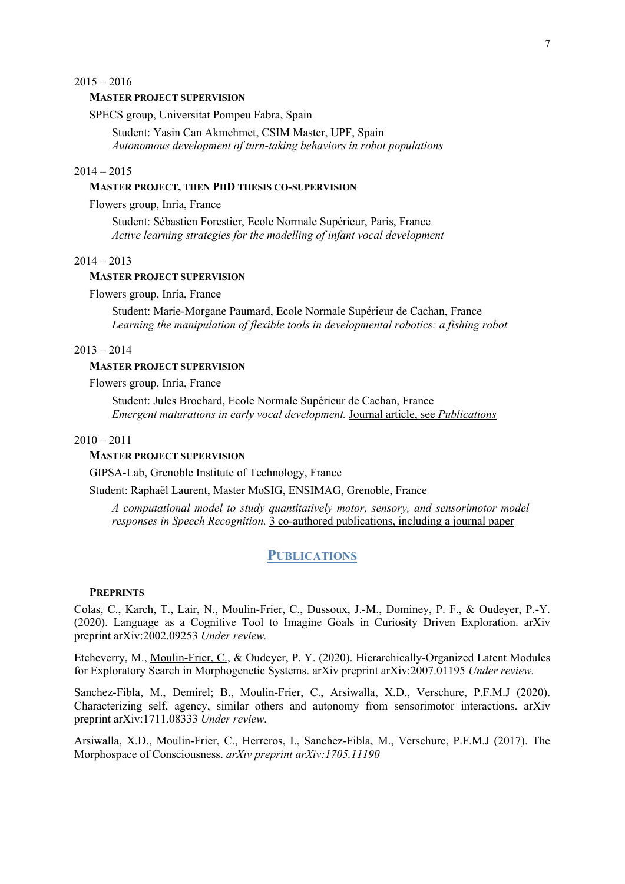2015 – 2016

**MASTER PROJECT SUPERVISION**

SPECS group, Universitat Pompeu Fabra, Spain

Student: Yasin Can Akmehmet, CSIM Master, UPF, Spain
*Autonomous development of turn-taking behaviors in robot populations*

2014 – 2015

**MASTER PROJECT, THEN PHD THESIS CO-SUPERVISION**

Flowers group, Inria, France

Student: Sébastien Forestier, Ecole Normale Supérieur, Paris, France
*Active learning strategies for the modelling of infant vocal development*

2014 – 2013

**MASTER PROJECT SUPERVISION**

Flowers group, Inria, France

Student: Marie-Morgane Paumard, Ecole Normale Supérieur de Cachan, France
*Learning the manipulation of flexible tools in developmental robotics: a fishing robot*

2013 – 2014

**MASTER PROJECT SUPERVISION**

Flowers group, Inria, France

Student: Jules Brochard, Ecole Normale Supérieur de Cachan, France
*Emergent maturations in early vocal development.* Journal article, see *Publications*

2010 – 2011

**MASTER PROJECT SUPERVISION**

GIPSA-Lab, Grenoble Institute of Technology, France

Student: Raphaël Laurent, Master MoSIG, ENSIMAG, Grenoble, France

*A computational model to study quantitatively motor, sensory, and sensorimotor model responses in Speech Recognition.* 3 co-authored publications, including a journal paper

## PUBLICATIONS

### PREPRINTS

Colas, C., Karch, T., Lair, N., Moulin-Frier, C., Dussoux, J.-M., Dominey, P. F., & Oudeyer, P.-Y. (2020). Language as a Cognitive Tool to Imagine Goals in Curiosity Driven Exploration. arXiv preprint arXiv:2002.09253 *Under review.*

Etcheverry, M., Moulin-Frier, C., & Oudeyer, P. Y. (2020). Hierarchically-Organized Latent Modules for Exploratory Search in Morphogenetic Systems. arXiv preprint arXiv:2007.01195 *Under review.*

Sanchez-Fibla, M., Demirel; B., Moulin-Frier, C., Arsiwalla, X.D., Verschure, P.F.M.J (2020). Characterizing self, agency, similar others and autonomy from sensorimotor interactions. arXiv preprint arXiv:1711.08333 *Under review*.

Arsiwalla, X.D., Moulin-Frier, C., Herreros, I., Sanchez-Fibla, M., Verschure, P.F.M.J (2017). The Morphospace of Consciousness. *arXiv preprint arXiv:1705.11190*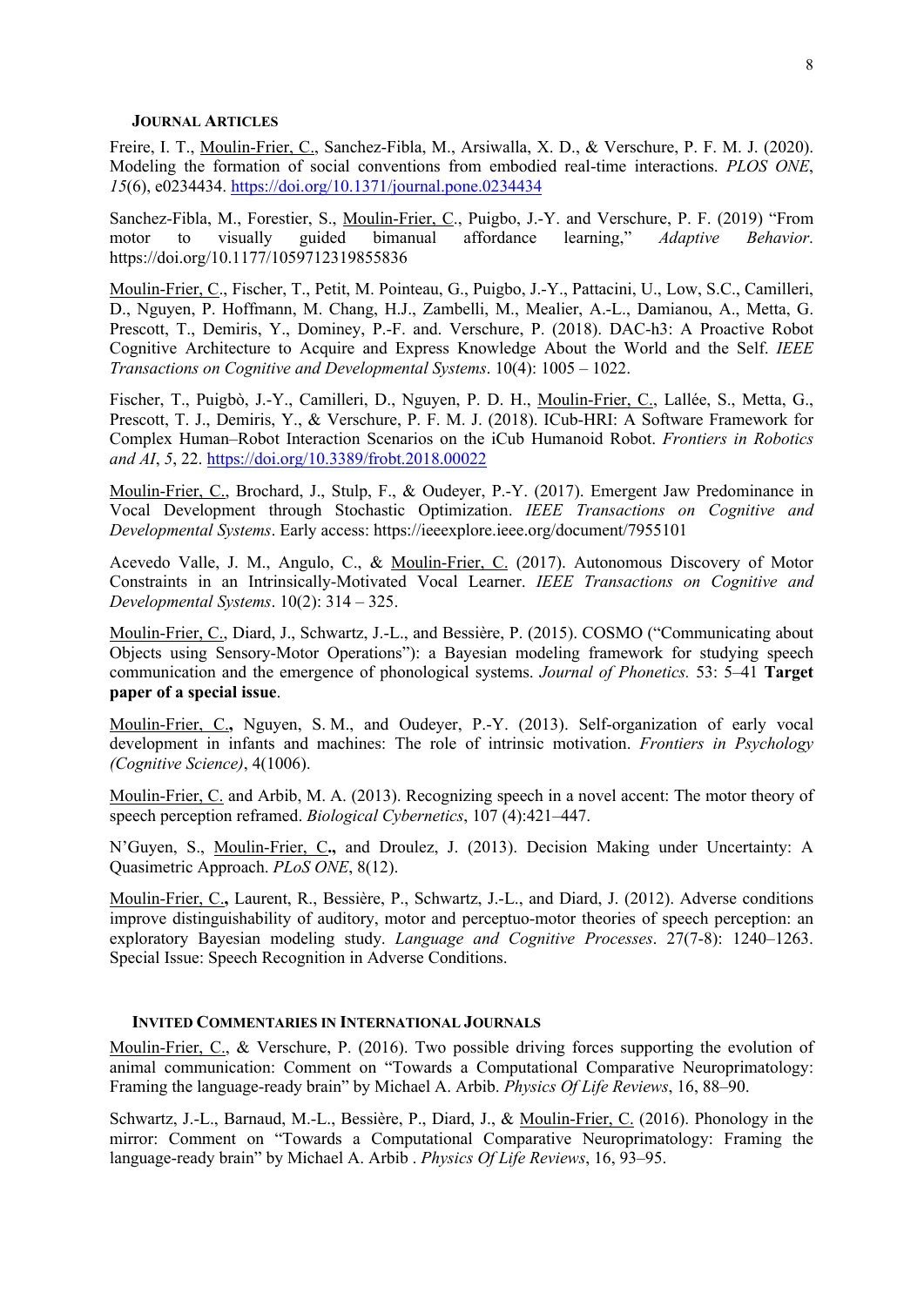### JOURNAL ARTICLES

Freire, I. T., Moulin-Frier, C., Sanchez-Fibla, M., Arsiwalla, X. D., & Verschure, P. F. M. J. (2020). Modeling the formation of social conventions from embodied real-time interactions. *PLOS ONE*, *15*(6), e0234434. https://doi.org/10.1371/journal.pone.0234434

Sanchez-Fibla, M., Forestier, S., Moulin-Frier, C., Puigbo, J.-Y. and Verschure, P. F. (2019) "From motor to visually guided bimanual affordance learning," *Adaptive Behavior*. https://doi.org/10.1177/1059712319855836

Moulin-Frier, C., Fischer, T., Petit, M. Pointeau, G., Puigbo, J.-Y., Pattacini, U., Low, S.C., Camilleri, D., Nguyen, P. Hoffmann, M. Chang, H.J., Zambelli, M., Mealier, A.-L., Damianou, A., Metta, G. Prescott, T., Demiris, Y., Dominey, P.-F. and. Verschure, P. (2018). DAC-h3: A Proactive Robot Cognitive Architecture to Acquire and Express Knowledge About the World and the Self. *IEEE Transactions on Cognitive and Developmental Systems*. 10(4): 1005 – 1022.

Fischer, T., Puigbò, J.-Y., Camilleri, D., Nguyen, P. D. H., Moulin-Frier, C., Lallée, S., Metta, G., Prescott, T. J., Demiris, Y., & Verschure, P. F. M. J. (2018). ICub-HRI: A Software Framework for Complex Human–Robot Interaction Scenarios on the iCub Humanoid Robot. *Frontiers in Robotics and AI*, *5*, 22. https://doi.org/10.3389/frobt.2018.00022

Moulin-Frier, C., Brochard, J., Stulp, F., & Oudeyer, P.-Y. (2017). Emergent Jaw Predominance in Vocal Development through Stochastic Optimization. *IEEE Transactions on Cognitive and Developmental Systems*. Early access: https://ieeexplore.ieee.org/document/7955101

Acevedo Valle, J. M., Angulo, C., & Moulin-Frier, C. (2017). Autonomous Discovery of Motor Constraints in an Intrinsically-Motivated Vocal Learner. *IEEE Transactions on Cognitive and Developmental Systems*. 10(2): 314 – 325.

Moulin-Frier, C., Diard, J., Schwartz, J.-L., and Bessière, P. (2015). COSMO ("Communicating about Objects using Sensory-Motor Operations"): a Bayesian modeling framework for studying speech communication and the emergence of phonological systems. *Journal of Phonetics.* 53: 5–41 **Target paper of a special issue**.

Moulin-Frier, C.**,** Nguyen, S. M., and Oudeyer, P.-Y. (2013). Self-organization of early vocal development in infants and machines: The role of intrinsic motivation. *Frontiers in Psychology (Cognitive Science)*, 4(1006).

Moulin-Frier, C. and Arbib, M. A. (2013). Recognizing speech in a novel accent: The motor theory of speech perception reframed. *Biological Cybernetics*, 107 (4):421–447.

N'Guyen, S., Moulin-Frier, C**.,** and Droulez, J. (2013). Decision Making under Uncertainty: A Quasimetric Approach. *PLoS ONE*, 8(12).

Moulin-Frier, C.**,** Laurent, R., Bessière, P., Schwartz, J.-L., and Diard, J. (2012). Adverse conditions improve distinguishability of auditory, motor and perceptuo-motor theories of speech perception: an exploratory Bayesian modeling study. *Language and Cognitive Processes*. 27(7-8): 1240–1263. Special Issue: Speech Recognition in Adverse Conditions.

### INVITED COMMENTARIES IN INTERNATIONAL JOURNALS

Moulin-Frier, C., & Verschure, P. (2016). Two possible driving forces supporting the evolution of animal communication: Comment on "Towards a Computational Comparative Neuroprimatology: Framing the language-ready brain" by Michael A. Arbib. *Physics Of Life Reviews*, 16, 88–90.

Schwartz, J.-L., Barnaud, M.-L., Bessière, P., Diard, J., & Moulin-Frier, C. (2016). Phonology in the mirror: Comment on "Towards a Computational Comparative Neuroprimatology: Framing the language-ready brain" by Michael A. Arbib . *Physics Of Life Reviews*, 16, 93–95.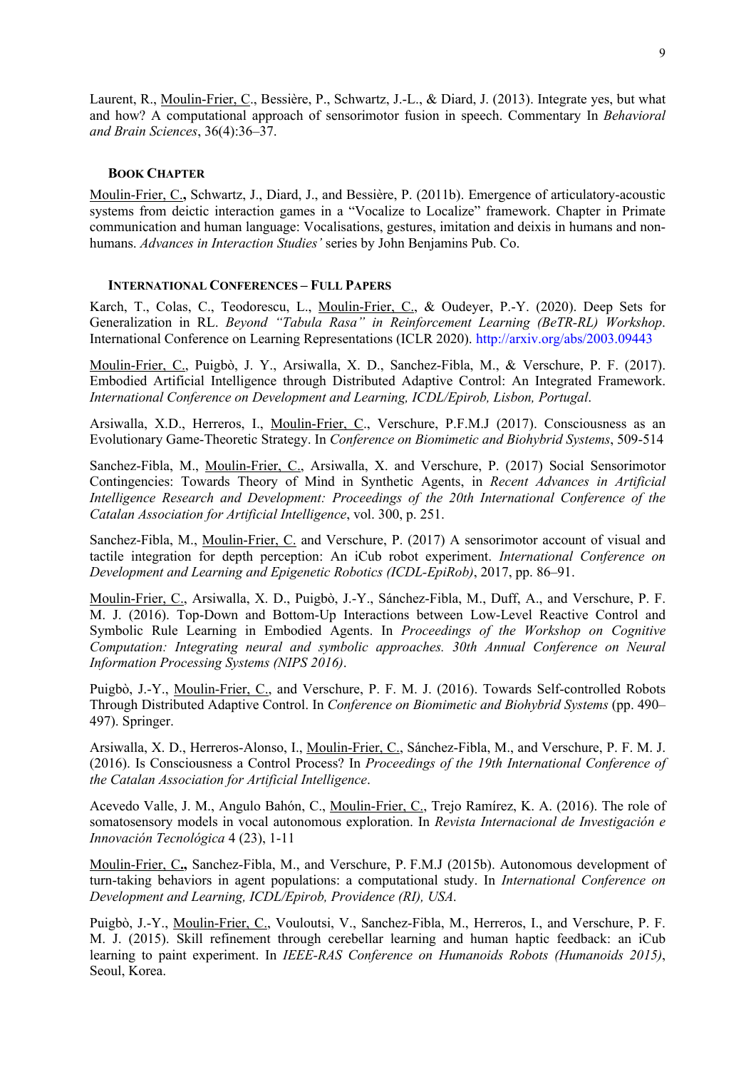Laurent, R., Moulin-Frier, C., Bessière, P., Schwartz, J.-L., & Diard, J. (2013). Integrate yes, but what and how? A computational approach of sensorimotor fusion in speech. Commentary In *Behavioral and Brain Sciences*, 36(4):36–37.

### BOOK CHAPTER

Moulin-Frier, C., Schwartz, J., Diard, J., and Bessière, P. (2011b). Emergence of articulatory-acoustic systems from deictic interaction games in a "Vocalize to Localize" framework. Chapter in Primate communication and human language: Vocalisations, gestures, imitation and deixis in humans and non-humans. *Advances in Interaction Studies'* series by John Benjamins Pub. Co.

### INTERNATIONAL CONFERENCES – FULL PAPERS

Karch, T., Colas, C., Teodorescu, L., Moulin-Frier, C., & Oudeyer, P.-Y. (2020). Deep Sets for Generalization in RL. *Beyond "Tabula Rasa" in Reinforcement Learning (BeTR-RL) Workshop*. International Conference on Learning Representations (ICLR 2020). http://arxiv.org/abs/2003.09443

Moulin-Frier, C., Puigbò, J. Y., Arsiwalla, X. D., Sanchez-Fibla, M., & Verschure, P. F. (2017). Embodied Artificial Intelligence through Distributed Adaptive Control: An Integrated Framework. *International Conference on Development and Learning, ICDL/Epirob, Lisbon, Portugal*.

Arsiwalla, X.D., Herreros, I., Moulin-Frier, C., Verschure, P.F.M.J (2017). Consciousness as an Evolutionary Game-Theoretic Strategy. In *Conference on Biomimetic and Biohybrid Systems*, 509-514

Sanchez-Fibla, M., Moulin-Frier, C., Arsiwalla, X. and Verschure, P. (2017) Social Sensorimotor Contingencies: Towards Theory of Mind in Synthetic Agents, in *Recent Advances in Artificial Intelligence Research and Development: Proceedings of the 20th International Conference of the Catalan Association for Artificial Intelligence*, vol. 300, p. 251.

Sanchez-Fibla, M., Moulin-Frier, C. and Verschure, P. (2017) A sensorimotor account of visual and tactile integration for depth perception: An iCub robot experiment. *International Conference on Development and Learning and Epigenetic Robotics (ICDL-EpiRob)*, 2017, pp. 86–91.

Moulin-Frier, C., Arsiwalla, X. D., Puigbò, J.-Y., Sánchez-Fibla, M., Duff, A., and Verschure, P. F. M. J. (2016). Top-Down and Bottom-Up Interactions between Low-Level Reactive Control and Symbolic Rule Learning in Embodied Agents. In *Proceedings of the Workshop on Cognitive Computation: Integrating neural and symbolic approaches. 30th Annual Conference on Neural Information Processing Systems (NIPS 2016)*.

Puigbò, J.-Y., Moulin-Frier, C., and Verschure, P. F. M. J. (2016). Towards Self-controlled Robots Through Distributed Adaptive Control. In *Conference on Biomimetic and Biohybrid Systems* (pp. 490–497). Springer.

Arsiwalla, X. D., Herreros-Alonso, I., Moulin-Frier, C., Sánchez-Fibla, M., and Verschure, P. F. M. J. (2016). Is Consciousness a Control Process? In *Proceedings of the 19th International Conference of the Catalan Association for Artificial Intelligence*.

Acevedo Valle, J. M., Angulo Bahón, C., Moulin-Frier, C., Trejo Ramírez, K. A. (2016). The role of somatosensory models in vocal autonomous exploration. In *Revista Internacional de Investigación e Innovación Tecnológica* 4 (23), 1-11

Moulin-Frier, C**.,** Sanchez-Fibla, M., and Verschure, P. F.M.J (2015b). Autonomous development of turn-taking behaviors in agent populations: a computational study. In *International Conference on Development and Learning, ICDL/Epirob, Providence (RI), USA*.

Puigbò, J.-Y., Moulin-Frier, C., Vouloutsi, V., Sanchez-Fibla, M., Herreros, I., and Verschure, P. F. M. J. (2015). Skill refinement through cerebellar learning and human haptic feedback: an iCub learning to paint experiment. In *IEEE-RAS Conference on Humanoids Robots (Humanoids 2015)*, Seoul, Korea.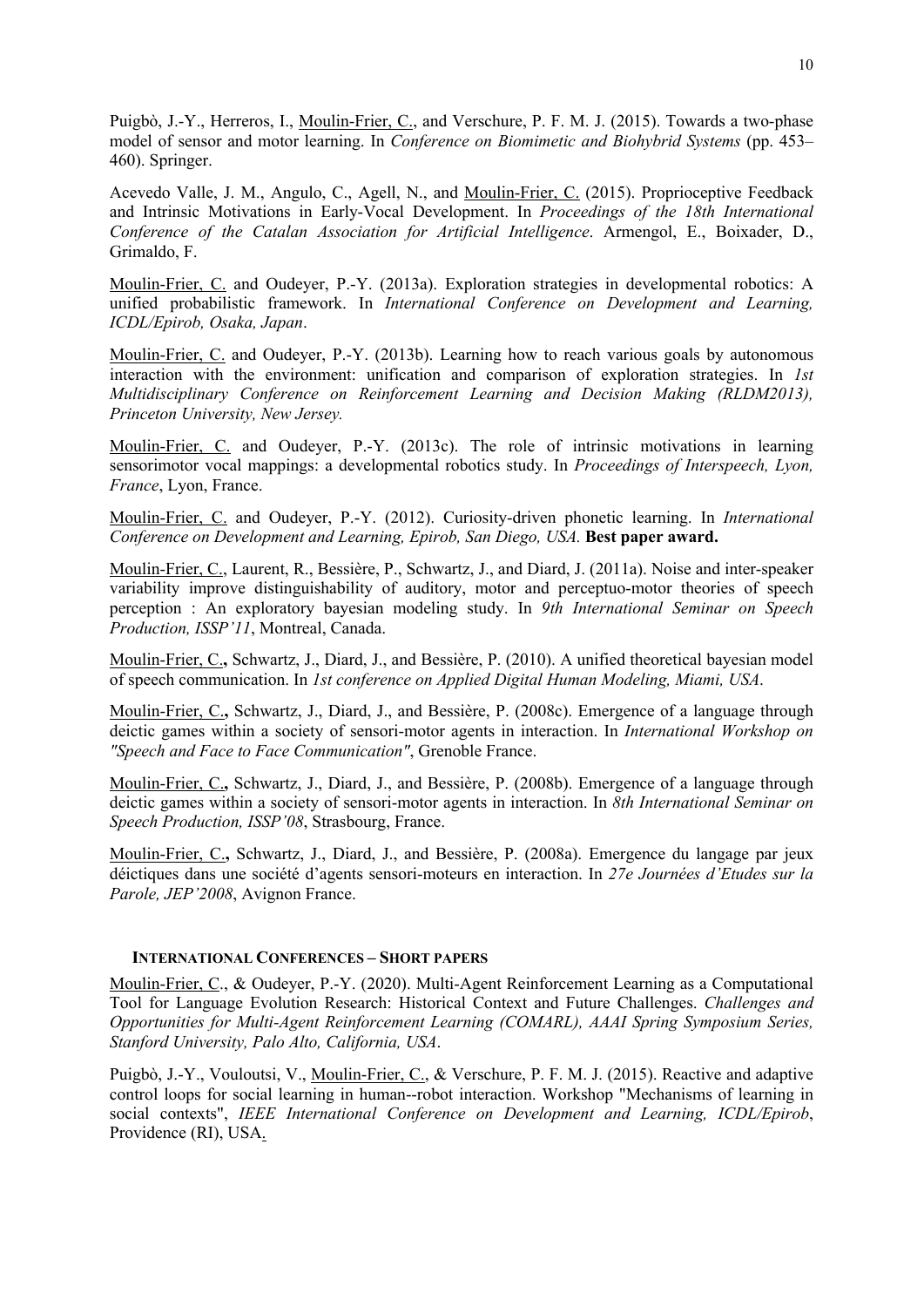Puigbò, J.-Y., Herreros, I., Moulin-Frier, C., and Verschure, P. F. M. J. (2015). Towards a two-phase model of sensor and motor learning. In *Conference on Biomimetic and Biohybrid Systems* (pp. 453–460). Springer.

Acevedo Valle, J. M., Angulo, C., Agell, N., and Moulin-Frier, C. (2015). Proprioceptive Feedback and Intrinsic Motivations in Early-Vocal Development. In *Proceedings of the 18th International Conference of the Catalan Association for Artificial Intelligence*. Armengol, E., Boixader, D., Grimaldo, F.

Moulin-Frier, C. and Oudeyer, P.-Y. (2013a). Exploration strategies in developmental robotics: A unified probabilistic framework. In *International Conference on Development and Learning, ICDL/Epirob, Osaka, Japan*.

Moulin-Frier, C. and Oudeyer, P.-Y. (2013b). Learning how to reach various goals by autonomous interaction with the environment: unification and comparison of exploration strategies. In *1st Multidisciplinary Conference on Reinforcement Learning and Decision Making (RLDM2013), Princeton University, New Jersey.*

Moulin-Frier, C. and Oudeyer, P.-Y. (2013c). The role of intrinsic motivations in learning sensorimotor vocal mappings: a developmental robotics study. In *Proceedings of Interspeech, Lyon, France*, Lyon, France.

Moulin-Frier, C. and Oudeyer, P.-Y. (2012). Curiosity-driven phonetic learning. In *International Conference on Development and Learning, Epirob, San Diego, USA.* **Best paper award.**

Moulin-Frier, C., Laurent, R., Bessière, P., Schwartz, J., and Diard, J. (2011a). Noise and inter-speaker variability improve distinguishability of auditory, motor and perceptuo-motor theories of speech perception : An exploratory bayesian modeling study. In *9th International Seminar on Speech Production, ISSP'11*, Montreal, Canada.

Moulin-Frier, C.**,** Schwartz, J., Diard, J., and Bessière, P. (2010). A unified theoretical bayesian model of speech communication. In *1st conference on Applied Digital Human Modeling, Miami, USA*.

Moulin-Frier, C.**,** Schwartz, J., Diard, J., and Bessière, P. (2008c). Emergence of a language through deictic games within a society of sensori-motor agents in interaction. In *International Workshop on "Speech and Face to Face Communication"*, Grenoble France.

Moulin-Frier, C.**,** Schwartz, J., Diard, J., and Bessière, P. (2008b). Emergence of a language through deictic games within a society of sensori-motor agents in interaction. In *8th International Seminar on Speech Production, ISSP'08*, Strasbourg, France.

Moulin-Frier, C.**,** Schwartz, J., Diard, J., and Bessière, P. (2008a). Emergence du langage par jeux déictiques dans une société d'agents sensori-moteurs en interaction. In *27e Journées d'Etudes sur la Parole, JEP'2008*, Avignon France.

#### INTERNATIONAL CONFERENCES – SHORT PAPERS

Moulin-Frier, C., & Oudeyer, P.-Y. (2020). Multi-Agent Reinforcement Learning as a Computational Tool for Language Evolution Research: Historical Context and Future Challenges. *Challenges and Opportunities for Multi-Agent Reinforcement Learning (COMARL), AAAI Spring Symposium Series, Stanford University, Palo Alto, California, USA*.

Puigbò, J.-Y., Vouloutsi, V., Moulin-Frier, C., & Verschure, P. F. M. J. (2015). Reactive and adaptive control loops for social learning in human--robot interaction. Workshop "Mechanisms of learning in social contexts", *IEEE International Conference on Development and Learning, ICDL/Epirob*, Providence (RI), USA.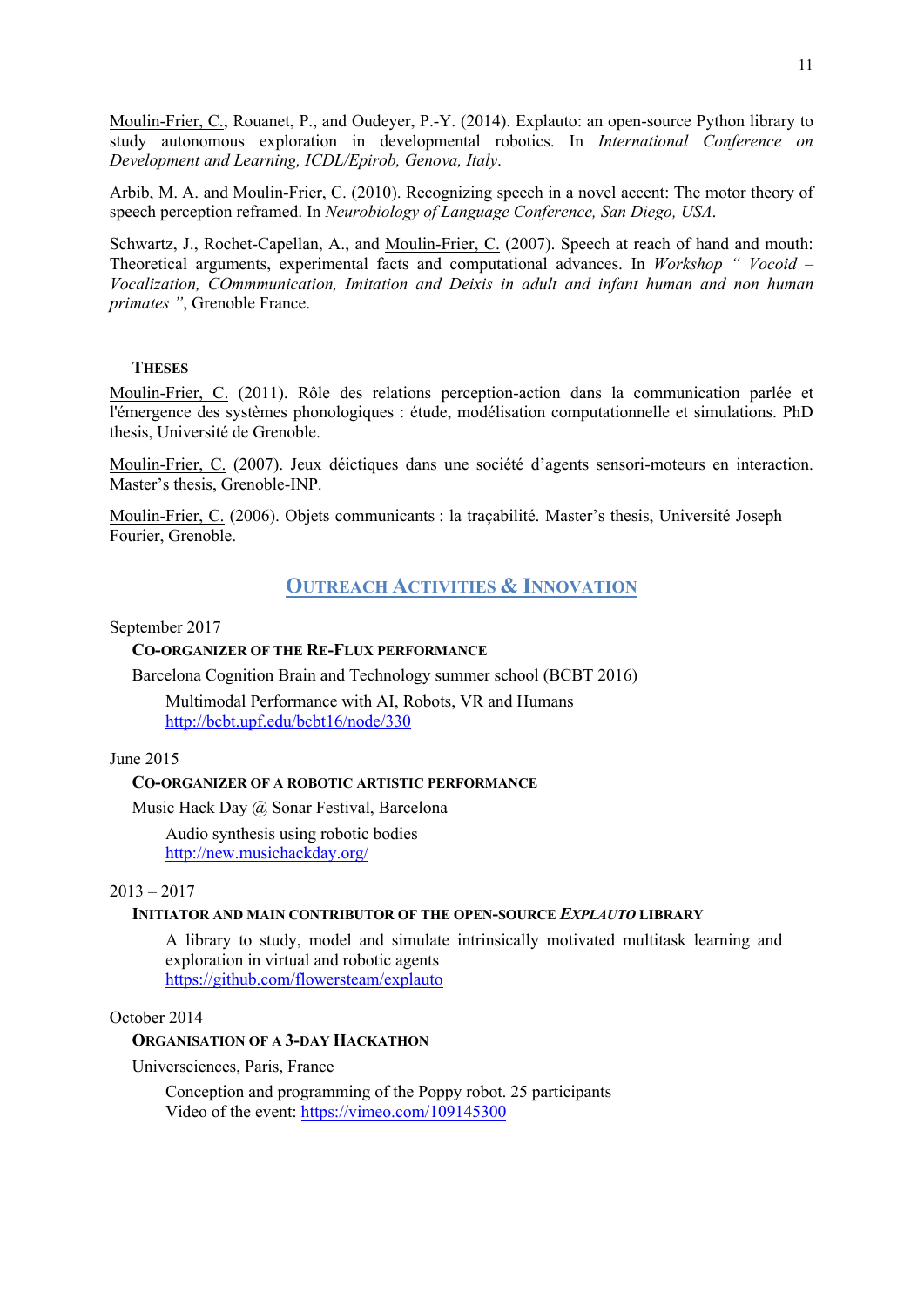<u>Moulin-Frier, C.</u>, Rouanet, P., and Oudeyer, P.-Y. (2014). Explauto: an open-source Python library to study autonomous exploration in developmental robotics. In *International Conference on Development and Learning, ICDL/Epirob, Genova, Italy*.

Arbib, M. A. and <u>Moulin-Frier, C.</u> (2010). Recognizing speech in a novel accent: The motor theory of speech perception reframed. In *Neurobiology of Language Conference, San Diego, USA*.

Schwartz, J., Rochet-Capellan, A., and <u>Moulin-Frier, C.</u> (2007). Speech at reach of hand and mouth: Theoretical arguments, experimental facts and computational advances. In *Workshop " Vocoid – Vocalization, COmmmunication, Imitation and Deixis in adult and infant human and non human primates "*, Grenoble France.

### THESES

<u>Moulin-Frier, C.</u> (2011). Rôle des relations perception-action dans la communication parlée et l'émergence des systèmes phonologiques : étude, modélisation computationnelle et simulations. PhD thesis, Université de Grenoble.

<u>Moulin-Frier, C.</u> (2007). Jeux déictiques dans une société d'agents sensori-moteurs en interaction. Master's thesis, Grenoble-INP.

<u>Moulin-Frier, C.</u> (2006). Objets communicants : la traçabilité. Master's thesis, Université Joseph Fourier, Grenoble.

## OUTREACH ACTIVITIES & INNOVATION

September 2017

**CO-ORGANIZER OF THE RE-FLUX PERFORMANCE**

Barcelona Cognition Brain and Technology summer school (BCBT 2016)

Multimodal Performance with AI, Robots, VR and Humans
http://bcbt.upf.edu/bcbt16/node/330

June 2015

**CO-ORGANIZER OF A ROBOTIC ARTISTIC PERFORMANCE**

Music Hack Day @ Sonar Festival, Barcelona

Audio synthesis using robotic bodies
http://new.musichackday.org/

2013 – 2017

**INITIATOR AND MAIN CONTRIBUTOR OF THE OPEN-SOURCE *EXPLAUTO* LIBRARY**

A library to study, model and simulate intrinsically motivated multitask learning and exploration in virtual and robotic agents
https://github.com/flowersteam/explauto

October 2014

**ORGANISATION OF A 3-DAY HACKATHON**

Universciences, Paris, France

Conception and programming of the Poppy robot. 25 participants
Video of the event: https://vimeo.com/109145300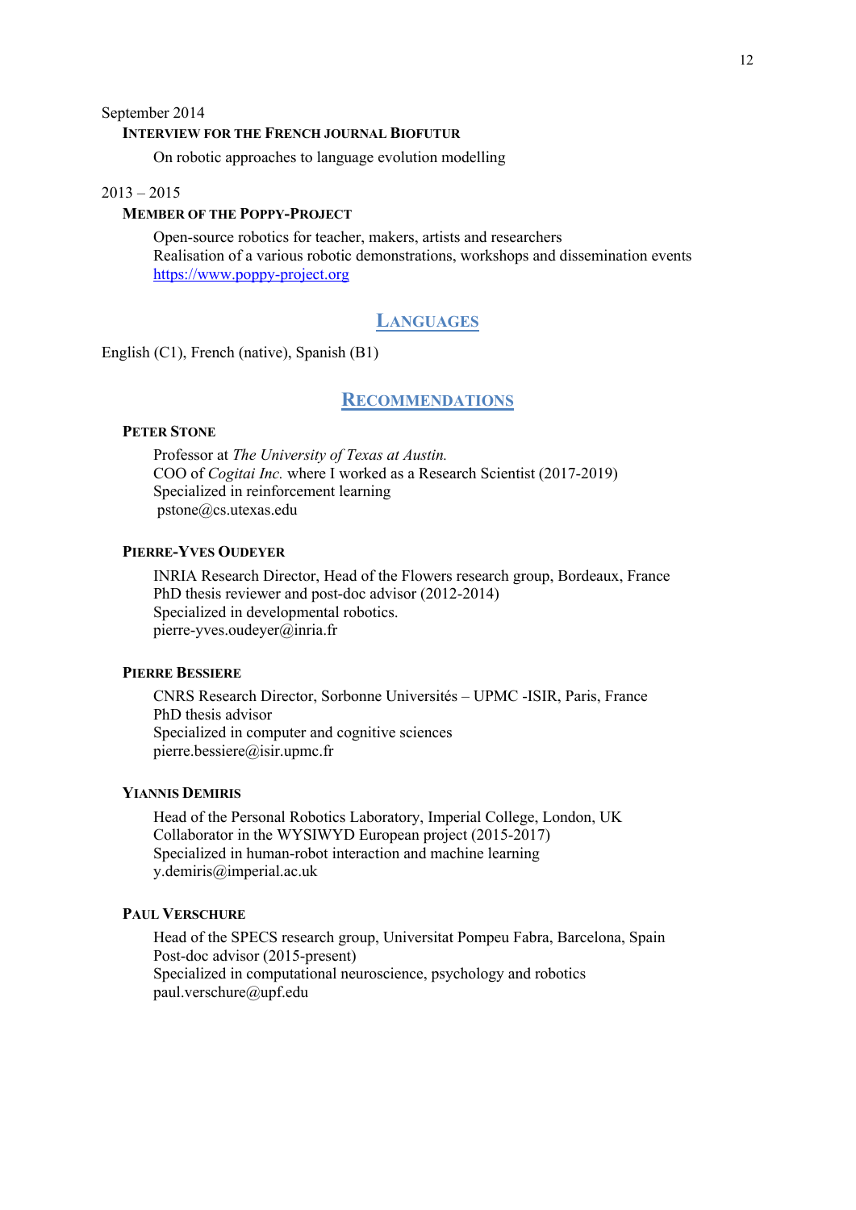September 2014

**Interview for the French journal Biofutur**

On robotic approaches to language evolution modelling

2013 – 2015

**Member of the Poppy-Project**

Open-source robotics for teacher, makers, artists and researchers
Realisation of a various robotic demonstrations, workshops and dissemination events
https://www.poppy-project.org

## Languages

English (C1), French (native), Spanish (B1)

## Recommendations

**Peter Stone**

Professor at *The University of Texas at Austin.*
COO of *Cogitai Inc.* where I worked as a Research Scientist (2017-2019)
Specialized in reinforcement learning
pstone@cs.utexas.edu

**Pierre-Yves Oudeyer**

INRIA Research Director, Head of the Flowers research group, Bordeaux, France
PhD thesis reviewer and post-doc advisor (2012-2014)
Specialized in developmental robotics.
pierre-yves.oudeyer@inria.fr

**Pierre Bessiere**

CNRS Research Director, Sorbonne Universités – UPMC -ISIR, Paris, France
PhD thesis advisor
Specialized in computer and cognitive sciences
pierre.bessiere@isir.upmc.fr

**Yiannis Demiris**

Head of the Personal Robotics Laboratory, Imperial College, London, UK
Collaborator in the WYSIWYD European project (2015-2017)
Specialized in human-robot interaction and machine learning
y.demiris@imperial.ac.uk

**Paul Verschure**

Head of the SPECS research group, Universitat Pompeu Fabra, Barcelona, Spain
Post-doc advisor (2015-present)
Specialized in computational neuroscience, psychology and robotics
paul.verschure@upf.edu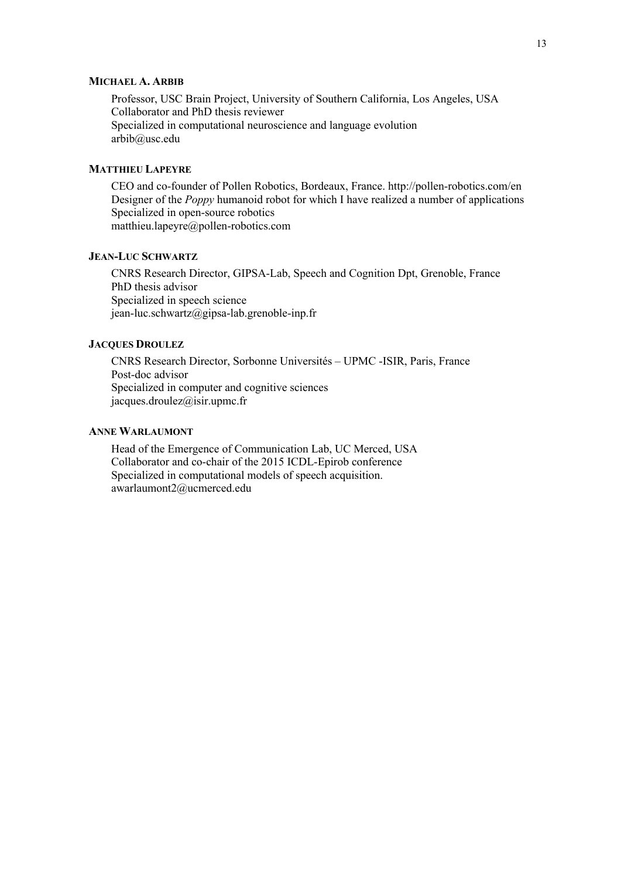**MICHAEL A. ARBIB**

Professor, USC Brain Project, University of Southern California, Los Angeles, USA
Collaborator and PhD thesis reviewer
Specialized in computational neuroscience and language evolution
arbib@usc.edu

**MATTHIEU LAPEYRE**

CEO and co-founder of Pollen Robotics, Bordeaux, France. http://pollen-robotics.com/en
Designer of the *Poppy* humanoid robot for which I have realized a number of applications
Specialized in open-source robotics
matthieu.lapeyre@pollen-robotics.com

**JEAN-LUC SCHWARTZ**

CNRS Research Director, GIPSA-Lab, Speech and Cognition Dpt, Grenoble, France
PhD thesis advisor
Specialized in speech science
jean-luc.schwartz@gipsa-lab.grenoble-inp.fr

**JACQUES DROULEZ**

CNRS Research Director, Sorbonne Universités – UPMC -ISIR, Paris, France
Post-doc advisor
Specialized in computer and cognitive sciences
jacques.droulez@isir.upmc.fr

**ANNE WARLAUMONT**

Head of the Emergence of Communication Lab, UC Merced, USA
Collaborator and co-chair of the 2015 ICDL-Epirob conference
Specialized in computational models of speech acquisition.
awarlaumont2@ucmerced.edu